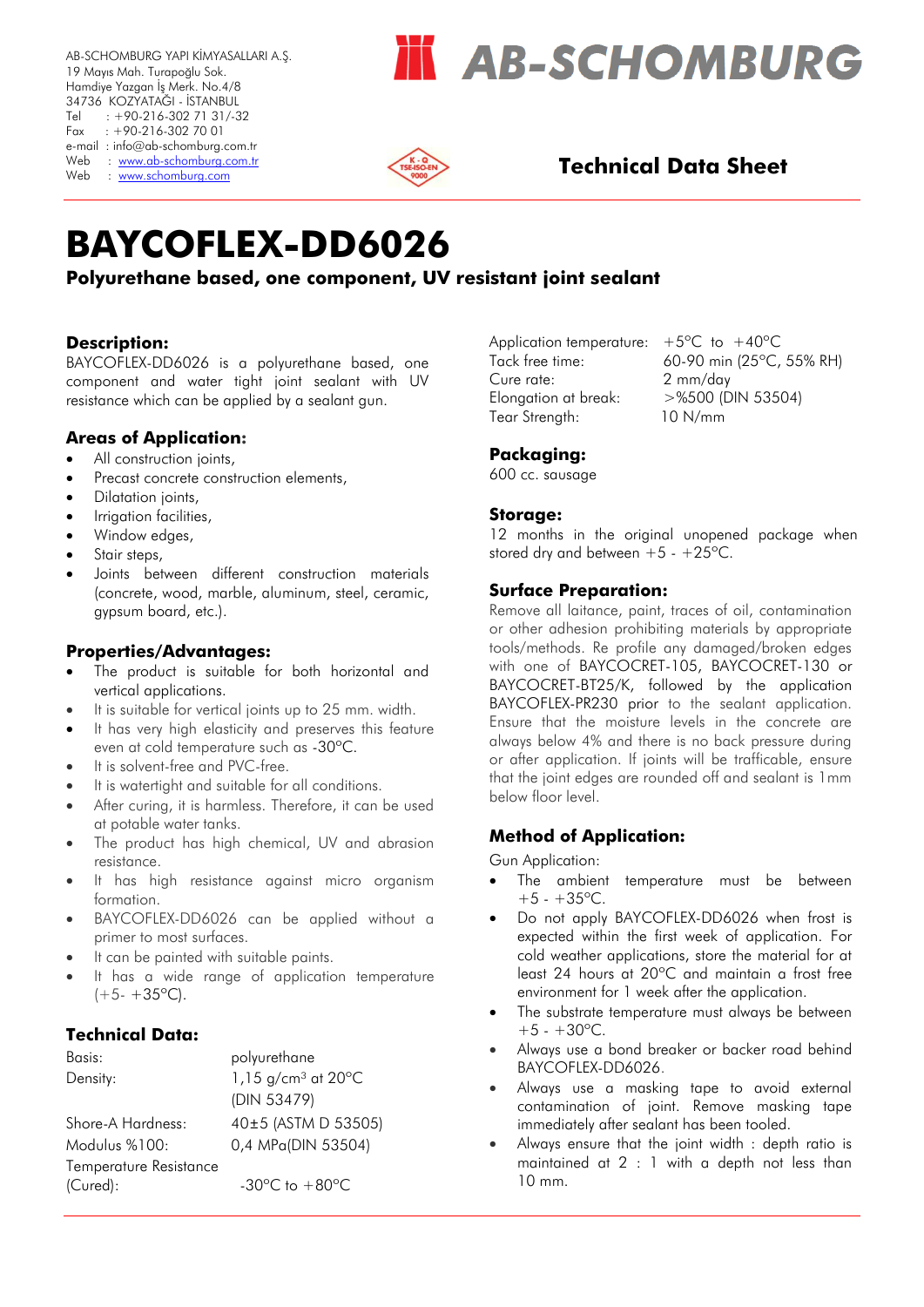AB-SCHOMBURG YAPI KİMYASALLARI A.Ş.
19 Mayıs Mah. Turapoğlu Sok.
Hamdiye Yazgan İş Merk. No.4/8
34736 KOZYATAĞI - İSTANBUL
Tel : +90-216-302 71 31/-32
Fax : +90-216-302 70 01
e-mail : info@ab-schomburg.com.tr
Web : www.ab-schomburg.com.tr
Web : www.schomburg.com

**AB-SCHOMBURG**

## Technical Data Sheet

# BAYCOFLEX-DD6026

**Polyurethane based, one component, UV resistant joint sealant**

## Description:

BAYCOFLEX-DD6026 is a polyurethane based, one component and water tight joint sealant with UV resistance which can be applied by a sealant gun.

## Areas of Application:

- All construction joints,
- Precast concrete construction elements,
- Dilatation joints,
- Irrigation facilities,
- Window edges,
- Stair steps,
- Joints between different construction materials (concrete, wood, marble, aluminum, steel, ceramic, gypsum board, etc.).

## Properties/Advantages:

- The product is suitable for both horizontal and vertical applications.
- It is suitable for vertical joints up to 25 mm. width.
- It has very high elasticity and preserves this feature even at cold temperature such as -30°C.
- It is solvent-free and PVC-free.
- It is watertight and suitable for all conditions.
- After curing, it is harmless. Therefore, it can be used at potable water tanks.
- The product has high chemical, UV and abrasion resistance.
- It has high resistance against micro organism formation.
- BAYCOFLEX-DD6026 can be applied without a primer to most surfaces.
- It can be painted with suitable paints.
- It has a wide range of application temperature (+5- +35°C).

## Technical Data:

| | |
|---|---|
| Basis: | polyurethane |
| Density: | 1,15 g/cm³ at 20°C (DIN 53479) |
| Shore-A Hardness: | 40±5 (ASTM D 53505) |
| Modulus %100: | 0,4 MPa(DIN 53504) |
| Temperature Resistance (Cured): | -30°C to +80°C |
| Application temperature: | +5°C to +40°C |
| Tack free time: | 60-90 min (25°C, 55% RH) |
| Cure rate: | 2 mm/day |
| Elongation at break: | >%500 (DIN 53504) |
| Tear Strength: | 10 N/mm |

## Packaging:

600 cc. sausage

## Storage:

12 months in the original unopened package when stored dry and between +5 - +25°C.

## Surface Preparation:

Remove all laitance, paint, traces of oil, contamination or other adhesion prohibiting materials by appropriate tools/methods. Re profile any damaged/broken edges with one of BAYCOCRET-105, BAYCOCRET-130 or BAYCOCRET-BT25/K, followed by the application BAYCOFLEX-PR230 prior to the sealant application. Ensure that the moisture levels in the concrete are always below 4% and there is no back pressure during or after application. If joints will be trafficable, ensure that the joint edges are rounded off and sealant is 1mm below floor level.

## Method of Application:

Gun Application:

- The ambient temperature must be between +5 - +35°C.
- Do not apply BAYCOFLEX-DD6026 when frost is expected within the first week of application. For cold weather applications, store the material for at least 24 hours at 20°C and maintain a frost free environment for 1 week after the application.
- The substrate temperature must always be between +5 - +30°C.
- Always use a bond breaker or backer road behind BAYCOFLEX-DD6026.
- Always use a masking tape to avoid external contamination of joint. Remove masking tape immediately after sealant has been tooled.
- Always ensure that the joint width : depth ratio is maintained at 2 : 1 with a depth not less than 10 mm.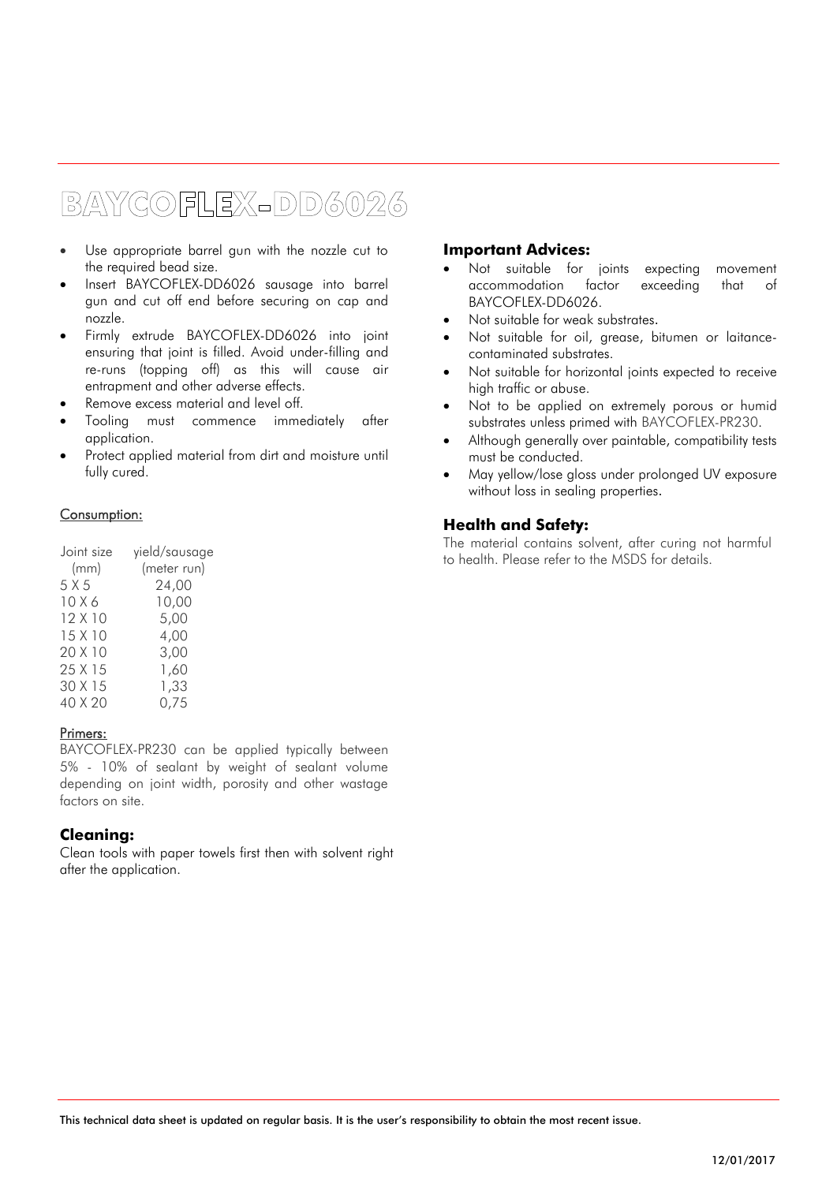# BAYCOFLEX-DD6026

- Use appropriate barrel gun with the nozzle cut to the required bead size.
- Insert BAYCOFLEX-DD6026 sausage into barrel gun and cut off end before securing on cap and nozzle.
- Firmly extrude BAYCOFLEX-DD6026 into joint ensuring that joint is filled. Avoid under-filling and re-runs (topping off) as this will cause air entrapment and other adverse effects.
- Remove excess material and level off.
- Tooling must commence immediately after application.
- Protect applied material from dirt and moisture until fully cured.

Consumption:

| Joint size (mm) | yield/sausage (meter run) |
|---|---|
| 5 X 5 | 24,00 |
| 10 X 6 | 10,00 |
| 12 X 10 | 5,00 |
| 15 X 10 | 4,00 |
| 20 X 10 | 3,00 |
| 25 X 15 | 1,60 |
| 30 X 15 | 1,33 |
| 40 X 20 | 0,75 |

Primers:

BAYCOFLEX-PR230 can be applied typically between 5% - 10% of sealant by weight of sealant volume depending on joint width, porosity and other wastage factors on site.

## Cleaning:

Clean tools with paper towels first then with solvent right after the application.

## Important Advices:

- Not suitable for joints expecting movement accommodation factor exceeding that of BAYCOFLEX-DD6026.
- Not suitable for weak substrates.
- Not suitable for oil, grease, bitumen or laitance-contaminated substrates.
- Not suitable for horizontal joints expected to receive high traffic or abuse.
- Not to be applied on extremely porous or humid substrates unless primed with BAYCOFLEX-PR230.
- Although generally over paintable, compatibility tests must be conducted.
- May yellow/lose gloss under prolonged UV exposure without loss in sealing properties.

## Health and Safety:

The material contains solvent, after curing not harmful to health. Please refer to the MSDS for details.

This technical data sheet is updated on regular basis. It is the user's responsibility to obtain the most recent issue.

12/01/2017